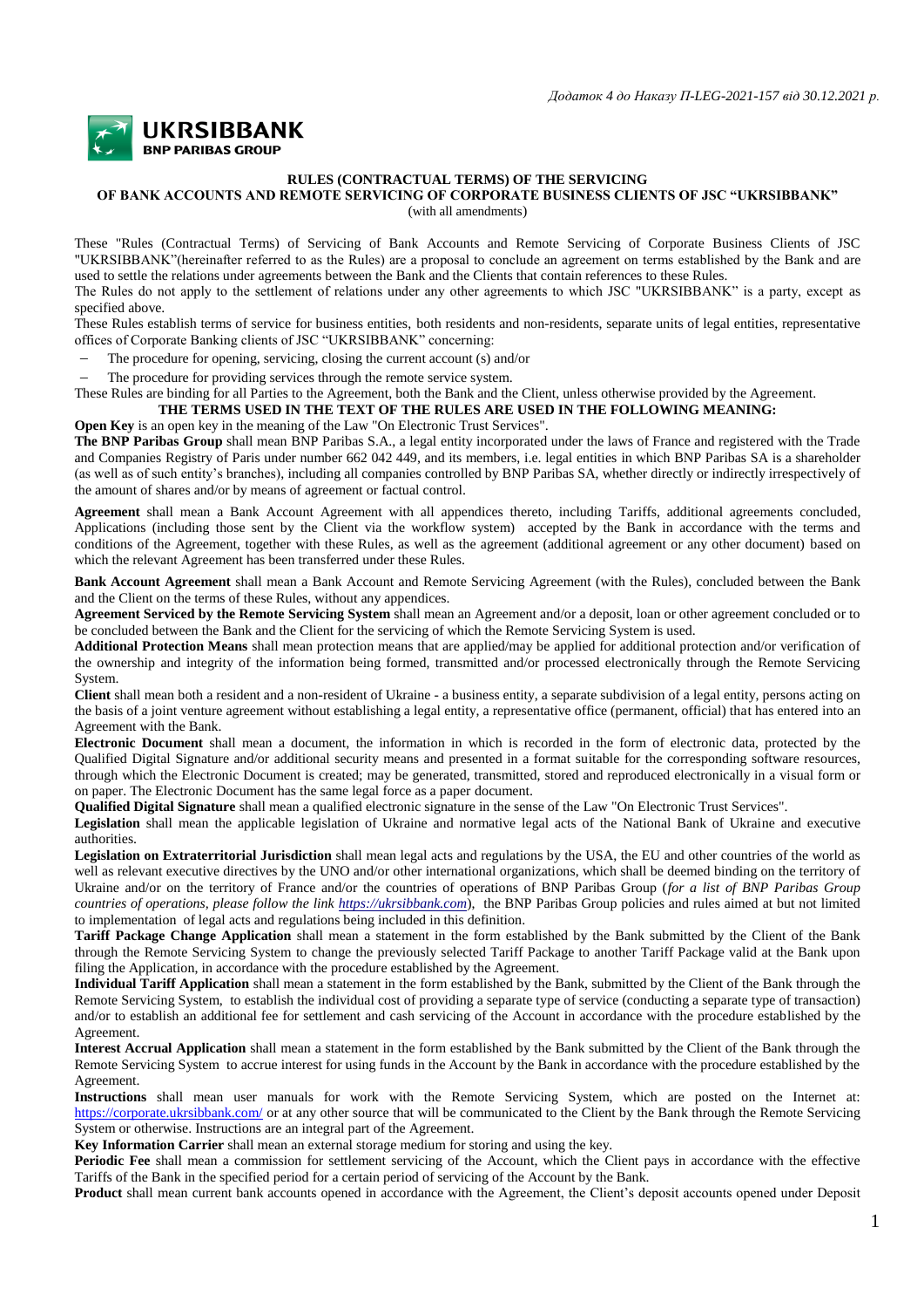*Додаток 4 до Наказу П-LEG-2021-157 від 30.12.2021 р.*

**UKRSIBBANK**
**BNP PARIBAS GROUP**

# RULES (CONTRACTUAL TERMS) OF THE SERVICING OF BANK ACCOUNTS AND REMOTE SERVICING OF CORPORATE BUSINESS CLIENTS OF JSC "UKRSIBBANK"

(with all amendments)

These "Rules (Contractual Terms) of Servicing of Bank Accounts and Remote Servicing of Corporate Business Clients of JSC "UKRSIBBANK"(hereinafter referred to as the Rules) are a proposal to conclude an agreement on terms established by the Bank and are used to settle the relations under agreements between the Bank and the Clients that contain references to these Rules.

The Rules do not apply to the settlement of relations under any other agreements to which JSC "UKRSIBBANK" is a party, except as specified above.

These Rules establish terms of service for business entities, both residents and non-residents, separate units of legal entities, representative offices of Corporate Banking clients of JSC "UKRSIBBANK" concerning:

- The procedure for opening, servicing, closing the current account (s) and/or
- The procedure for providing services through the remote service system.

These Rules are binding for all Parties to the Agreement, both the Bank and the Client, unless otherwise provided by the Agreement.

**THE TERMS USED IN THE TEXT OF THE RULES ARE USED IN THE FOLLOWING MEANING:**

**Open Key** is an open key in the meaning of the Law "On Electronic Trust Services".

**The BNP Paribas Group** shall mean BNP Paribas S.A., a legal entity incorporated under the laws of France and registered with the Trade and Companies Registry of Paris under number 662 042 449, and its members, i.e. legal entities in which BNP Paribas SA is a shareholder (as well as of such entity's branches), including all companies controlled by BNP Paribas SA, whether directly or indirectly irrespectively of the amount of shares and/or by means of agreement or factual control.

**Agreement** shall mean a Bank Account Agreement with all appendices thereto, including Tariffs, additional agreements concluded, Applications (including those sent by the Client via the workflow system) accepted by the Bank in accordance with the terms and conditions of the Agreement, together with these Rules, as well as the agreement (additional agreement or any other document) based on which the relevant Agreement has been transferred under these Rules.

**Bank Account Agreement** shall mean a Bank Account and Remote Servicing Agreement (with the Rules), concluded between the Bank and the Client on the terms of these Rules, without any appendices.

**Agreement Serviced by the Remote Servicing System** shall mean an Agreement and/or a deposit, loan or other agreement concluded or to be concluded between the Bank and the Client for the servicing of which the Remote Servicing System is used.

**Additional Protection Means** shall mean protection means that are applied/may be applied for additional protection and/or verification of the ownership and integrity of the information being formed, transmitted and/or processed electronically through the Remote Servicing System.

**Client** shall mean both a resident and a non-resident of Ukraine - a business entity, a separate subdivision of a legal entity, persons acting on the basis of a joint venture agreement without establishing a legal entity, a representative office (permanent, official) that has entered into an Agreement with the Bank.

**Electronic Document** shall mean a document, the information in which is recorded in the form of electronic data, protected by the Qualified Digital Signature and/or additional security means and presented in a format suitable for the corresponding software resources, through which the Electronic Document is created; may be generated, transmitted, stored and reproduced electronically in a visual form or on paper. The Electronic Document has the same legal force as a paper document.

**Qualified Digital Signature** shall mean a qualified electronic signature in the sense of the Law "On Electronic Trust Services".

**Legislation** shall mean the applicable legislation of Ukraine and normative legal acts of the National Bank of Ukraine and executive authorities.

**Legislation on Extraterritorial Jurisdiction** shall mean legal acts and regulations by the USA, the EU and other countries of the world as well as relevant executive directives by the UNO and/or other international organizations, which shall be deemed binding on the territory of Ukraine and/or on the territory of France and/or the countries of operations of BNP Paribas Group (*for a list of BNP Paribas Group countries of operations, please follow the link https://ukrsibbank.com*), the BNP Paribas Group policies and rules aimed at but not limited to implementation of legal acts and regulations being included in this definition.

**Tariff Package Change Application** shall mean a statement in the form established by the Bank submitted by the Client of the Bank through the Remote Servicing System to change the previously selected Tariff Package to another Tariff Package valid at the Bank upon filing the Application, in accordance with the procedure established by the Agreement.

**Individual Tariff Application** shall mean a statement in the form established by the Bank, submitted by the Client of the Bank through the Remote Servicing System, to establish the individual cost of providing a separate type of service (conducting a separate type of transaction) and/or to establish an additional fee for settlement and cash servicing of the Account in accordance with the procedure established by the Agreement.

**Interest Accrual Application** shall mean a statement in the form established by the Bank submitted by the Client of the Bank through the Remote Servicing System to accrue interest for using funds in the Account by the Bank in accordance with the procedure established by the Agreement.

**Instructions** shall mean user manuals for work with the Remote Servicing System, which are posted on the Internet at: https://corporate.ukrsibbank.com/ or at any other source that will be communicated to the Client by the Bank through the Remote Servicing System or otherwise. Instructions are an integral part of the Agreement.

**Key Information Carrier** shall mean an external storage medium for storing and using the key.

**Periodic Fee** shall mean a commission for settlement servicing of the Account, which the Client pays in accordance with the effective Tariffs of the Bank in the specified period for a certain period of servicing of the Account by the Bank.

**Product** shall mean current bank accounts opened in accordance with the Agreement, the Client's deposit accounts opened under Deposit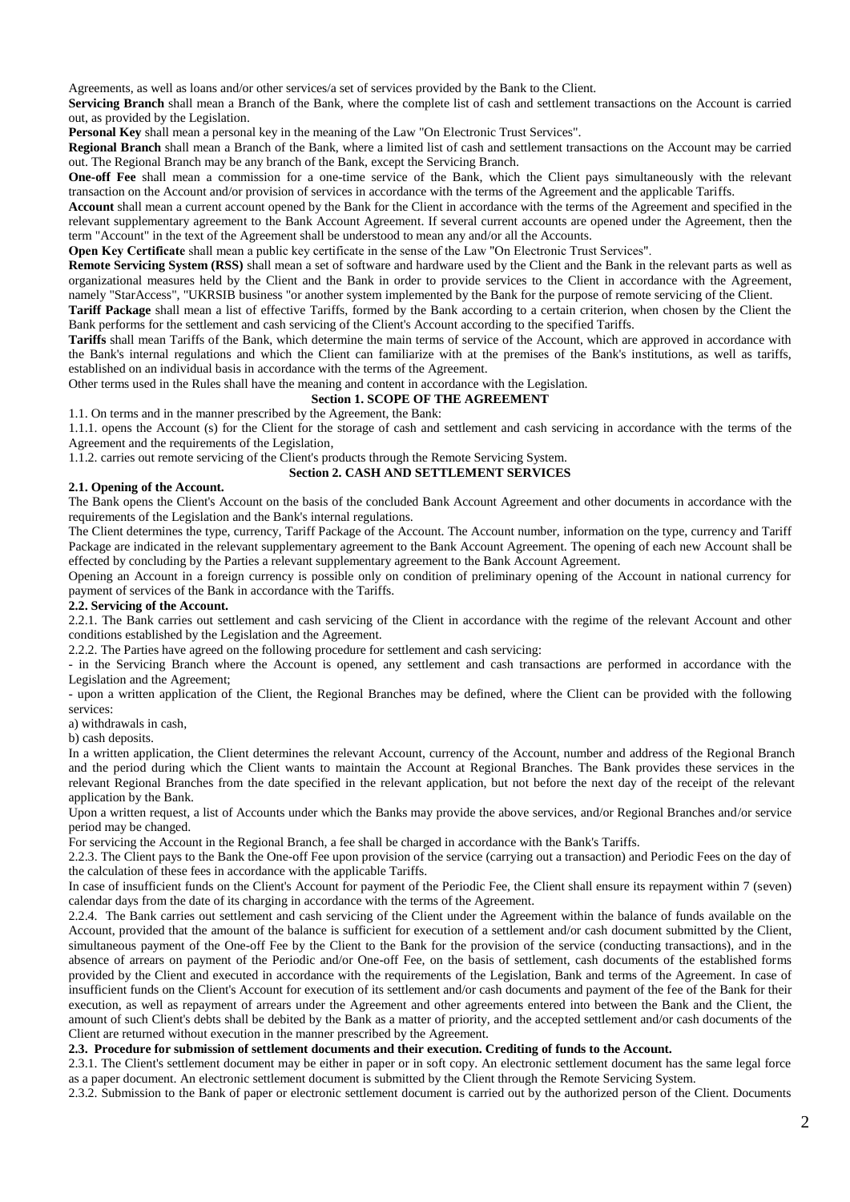Agreements, as well as loans and/or other services/a set of services provided by the Bank to the Client.

**Servicing Branch** shall mean a Branch of the Bank, where the complete list of cash and settlement transactions on the Account is carried out, as provided by the Legislation.

**Personal Key** shall mean a personal key in the meaning of the Law "On Electronic Trust Services".

**Regional Branch** shall mean a Branch of the Bank, where a limited list of cash and settlement transactions on the Account may be carried out. The Regional Branch may be any branch of the Bank, except the Servicing Branch.

**One-off Fee** shall mean a commission for a one-time service of the Bank, which the Client pays simultaneously with the relevant transaction on the Account and/or provision of services in accordance with the terms of the Agreement and the applicable Tariffs.

**Account** shall mean a current account opened by the Bank for the Client in accordance with the terms of the Agreement and specified in the relevant supplementary agreement to the Bank Account Agreement. If several current accounts are opened under the Agreement, then the term "Account" in the text of the Agreement shall be understood to mean any and/or all the Accounts.

**Open Key Certificate** shall mean a public key certificate in the sense of the Law "On Electronic Trust Services".

**Remote Servicing System (RSS)** shall mean a set of software and hardware used by the Client and the Bank in the relevant parts as well as organizational measures held by the Client and the Bank in order to provide services to the Client in accordance with the Agreement, namely "StarAccess", "UKRSIB business "or another system implemented by the Bank for the purpose of remote servicing of the Client.

**Tariff Package** shall mean a list of effective Tariffs, formed by the Bank according to a certain criterion, when chosen by the Client the Bank performs for the settlement and cash servicing of the Client's Account according to the specified Tariffs.

**Tariffs** shall mean Tariffs of the Bank, which determine the main terms of service of the Account, which are approved in accordance with the Bank's internal regulations and which the Client can familiarize with at the premises of the Bank's institutions, as well as tariffs, established on an individual basis in accordance with the terms of the Agreement.

Other terms used in the Rules shall have the meaning and content in accordance with the Legislation.

## Section 1. SCOPE OF THE AGREEMENT

1.1. On terms and in the manner prescribed by the Agreement, the Bank:

1.1.1. opens the Account (s) for the Client for the storage of cash and settlement and cash servicing in accordance with the terms of the Agreement and the requirements of the Legislation,

1.1.2. carries out remote servicing of the Client's products through the Remote Servicing System.

## Section 2. CASH AND SETTLEMENT SERVICES

**2.1. Opening of the Account.**

The Bank opens the Client's Account on the basis of the concluded Bank Account Agreement and other documents in accordance with the requirements of the Legislation and the Bank's internal regulations.

The Client determines the type, currency, Tariff Package of the Account. The Account number, information on the type, currency and Tariff Package are indicated in the relevant supplementary agreement to the Bank Account Agreement. The opening of each new Account shall be effected by concluding by the Parties a relevant supplementary agreement to the Bank Account Agreement.

Opening an Account in a foreign currency is possible only on condition of preliminary opening of the Account in national currency for payment of services of the Bank in accordance with the Tariffs.

**2.2. Servicing of the Account.**

2.2.1. The Bank carries out settlement and cash servicing of the Client in accordance with the regime of the relevant Account and other conditions established by the Legislation and the Agreement.

2.2.2. The Parties have agreed on the following procedure for settlement and cash servicing:

- in the Servicing Branch where the Account is opened, any settlement and cash transactions are performed in accordance with the Legislation and the Agreement;
- upon a written application of the Client, the Regional Branches may be defined, where the Client can be provided with the following services:

a) withdrawals in cash,

b) cash deposits.

In a written application, the Client determines the relevant Account, currency of the Account, number and address of the Regional Branch and the period during which the Client wants to maintain the Account at Regional Branches. The Bank provides these services in the relevant Regional Branches from the date specified in the relevant application, but not before the next day of the receipt of the relevant application by the Bank.

Upon a written request, a list of Accounts under which the Banks may provide the above services, and/or Regional Branches and/or service period may be changed.

For servicing the Account in the Regional Branch, a fee shall be charged in accordance with the Bank's Tariffs.

2.2.3. The Client pays to the Bank the One-off Fee upon provision of the service (carrying out a transaction) and Periodic Fees on the day of the calculation of these fees in accordance with the applicable Tariffs.

In case of insufficient funds on the Client's Account for payment of the Periodic Fee, the Client shall ensure its repayment within 7 (seven) calendar days from the date of its charging in accordance with the terms of the Agreement.

2.2.4. The Bank carries out settlement and cash servicing of the Client under the Agreement within the balance of funds available on the Account, provided that the amount of the balance is sufficient for execution of a settlement and/or cash document submitted by the Client, simultaneous payment of the One-off Fee by the Client to the Bank for the provision of the service (conducting transactions), and in the absence of arrears on payment of the Periodic and/or One-off Fee, on the basis of settlement, cash documents of the established forms provided by the Client and executed in accordance with the requirements of the Legislation, Bank and terms of the Agreement. In case of insufficient funds on the Client's Account for execution of its settlement and/or cash documents and payment of the fee of the Bank for their execution, as well as repayment of arrears under the Agreement and other agreements entered into between the Bank and the Client, the amount of such Client's debts shall be debited by the Bank as a matter of priority, and the accepted settlement and/or cash documents of the Client are returned without execution in the manner prescribed by the Agreement.

**2.3. Procedure for submission of settlement documents and their execution. Crediting of funds to the Account.**

2.3.1. The Client's settlement document may be either in paper or in soft copy. An electronic settlement document has the same legal force as a paper document. An electronic settlement document is submitted by the Client through the Remote Servicing System.

2.3.2. Submission to the Bank of paper or electronic settlement document is carried out by the authorized person of the Client. Documents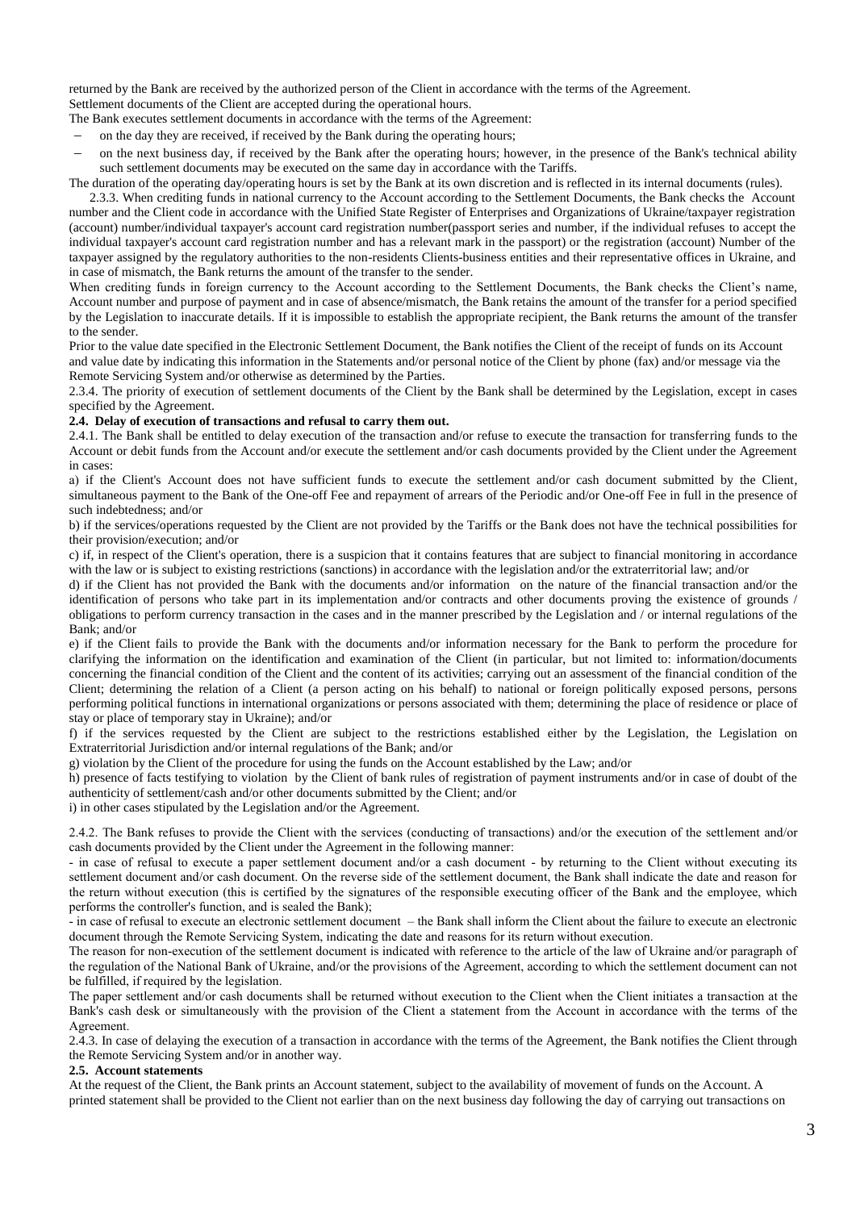returned by the Bank are received by the authorized person of the Client in accordance with the terms of the Agreement.

Settlement documents of the Client are accepted during the operational hours.

The Bank executes settlement documents in accordance with the terms of the Agreement:

- on the day they are received, if received by the Bank during the operating hours;
- on the next business day, if received by the Bank after the operating hours; however, in the presence of the Bank's technical ability such settlement documents may be executed on the same day in accordance with the Tariffs.

The duration of the operating day/operating hours is set by the Bank at its own discretion and is reflected in its internal documents (rules).

2.3.3. When crediting funds in national currency to the Account according to the Settlement Documents, the Bank checks the Account number and the Client code in accordance with the Unified State Register of Enterprises and Organizations of Ukraine/taxpayer registration (account) number/individual taxpayer's account card registration number(passport series and number, if the individual refuses to accept the individual taxpayer's account card registration number and has a relevant mark in the passport) or the registration (account) Number of the taxpayer assigned by the regulatory authorities to the non-residents Clients-business entities and their representative offices in Ukraine, and in case of mismatch, the Bank returns the amount of the transfer to the sender.

When crediting funds in foreign currency to the Account according to the Settlement Documents, the Bank checks the Client's name, Account number and purpose of payment and in case of absence/mismatch, the Bank retains the amount of the transfer for a period specified by the Legislation to inaccurate details. If it is impossible to establish the appropriate recipient, the Bank returns the amount of the transfer to the sender.

Prior to the value date specified in the Electronic Settlement Document, the Bank notifies the Client of the receipt of funds on its Account and value date by indicating this information in the Statements and/or personal notice of the Client by phone (fax) and/or message via the Remote Servicing System and/or otherwise as determined by the Parties.

2.3.4. The priority of execution of settlement documents of the Client by the Bank shall be determined by the Legislation, except in cases specified by the Agreement.

**2.4. Delay of execution of transactions and refusal to carry them out.**

2.4.1. The Bank shall be entitled to delay execution of the transaction and/or refuse to execute the transaction for transferring funds to the Account or debit funds from the Account and/or execute the settlement and/or cash documents provided by the Client under the Agreement in cases:

a) if the Client's Account does not have sufficient funds to execute the settlement and/or cash document submitted by the Client, simultaneous payment to the Bank of the One-off Fee and repayment of arrears of the Periodic and/or One-off Fee in full in the presence of such indebtedness; and/or

b) if the services/operations requested by the Client are not provided by the Tariffs or the Bank does not have the technical possibilities for their provision/execution; and/or

c) if, in respect of the Client's operation, there is a suspicion that it contains features that are subject to financial monitoring in accordance with the law or is subject to existing restrictions (sanctions) in accordance with the legislation and/or the extraterritorial law; and/or

d) if the Client has not provided the Bank with the documents and/or information on the nature of the financial transaction and/or the identification of persons who take part in its implementation and/or contracts and other documents proving the existence of grounds / obligations to perform currency transaction in the cases and in the manner prescribed by the Legislation and / or internal regulations of the Bank; and/or

e) if the Client fails to provide the Bank with the documents and/or information necessary for the Bank to perform the procedure for clarifying the information on the identification and examination of the Client (in particular, but not limited to: information/documents concerning the financial condition of the Client and the content of its activities; carrying out an assessment of the financial condition of the Client; determining the relation of a Client (a person acting on his behalf) to national or foreign politically exposed persons, persons performing political functions in international organizations or persons associated with them; determining the place of residence or place of stay or place of temporary stay in Ukraine); and/or

f) if the services requested by the Client are subject to the restrictions established either by the Legislation, the Legislation on Extraterritorial Jurisdiction and/or internal regulations of the Bank; and/or

g) violation by the Client of the procedure for using the funds on the Account established by the Law; and/or

h) presence of facts testifying to violation by the Client of bank rules of registration of payment instruments and/or in case of doubt of the authenticity of settlement/cash and/or other documents submitted by the Client; and/or

i) in other cases stipulated by the Legislation and/or the Agreement.

2.4.2. The Bank refuses to provide the Client with the services (conducting of transactions) and/or the execution of the settlement and/or cash documents provided by the Client under the Agreement in the following manner:

- in case of refusal to execute a paper settlement document and/or a cash document - by returning to the Client without executing its settlement document and/or cash document. On the reverse side of the settlement document, the Bank shall indicate the date and reason for the return without execution (this is certified by the signatures of the responsible executing officer of the Bank and the employee, which performs the controller's function, and is sealed the Bank);
- in case of refusal to execute an electronic settlement document – the Bank shall inform the Client about the failure to execute an electronic document through the Remote Servicing System, indicating the date and reasons for its return without execution.

The reason for non-execution of the settlement document is indicated with reference to the article of the law of Ukraine and/or paragraph of the regulation of the National Bank of Ukraine, and/or the provisions of the Agreement, according to which the settlement document can not be fulfilled, if required by the legislation.

The paper settlement and/or cash documents shall be returned without execution to the Client when the Client initiates a transaction at the Bank's cash desk or simultaneously with the provision of the Client a statement from the Account in accordance with the terms of the Agreement.

2.4.3. In case of delaying the execution of a transaction in accordance with the terms of the Agreement, the Bank notifies the Client through the Remote Servicing System and/or in another way.

**2.5. Account statements**

At the request of the Client, the Bank prints an Account statement, subject to the availability of movement of funds on the Account. A printed statement shall be provided to the Client not earlier than on the next business day following the day of carrying out transactions on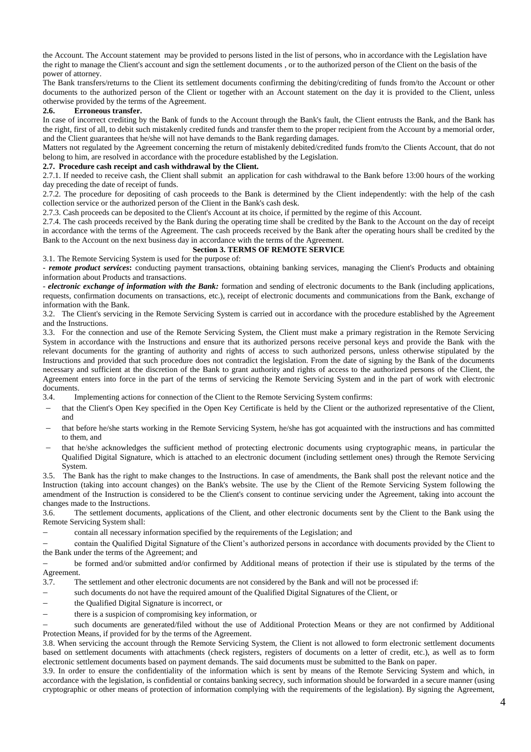the Account. The Account statement may be provided to persons listed in the list of persons, who in accordance with the Legislation have the right to manage the Client's account and sign the settlement documents , or to the authorized person of the Client on the basis of the power of attorney.

The Bank transfers/returns to the Client its settlement documents confirming the debiting/crediting of funds from/to the Account or other documents to the authorized person of the Client or together with an Account statement on the day it is provided to the Client, unless otherwise provided by the terms of the Agreement.

**2.6. Erroneous transfer.**

In case of incorrect crediting by the Bank of funds to the Account through the Bank's fault, the Client entrusts the Bank, and the Bank has the right, first of all, to debit such mistakenly credited funds and transfer them to the proper recipient from the Account by a memorial order, and the Client guarantees that he/she will not have demands to the Bank regarding damages.

Matters not regulated by the Agreement concerning the return of mistakenly debited/credited funds from/to the Clients Account, that do not belong to him, are resolved in accordance with the procedure established by the Legislation.

**2.7. Procedure cash receipt and cash withdrawal by the Client.**

2.7.1. If needed to receive cash, the Client shall submit an application for cash withdrawal to the Bank before 13:00 hours of the working day preceding the date of receipt of funds.

2.7.2. The procedure for depositing of cash proceeds to the Bank is determined by the Client independently: with the help of the cash collection service or the authorized person of the Client in the Bank's cash desk.

2.7.3. Cash proceeds can be deposited to the Client's Account at its choice, if permitted by the regime of this Account.

2.7.4. The cash proceeds received by the Bank during the operating time shall be credited by the Bank to the Account on the day of receipt in accordance with the terms of the Agreement. The cash proceeds received by the Bank after the operating hours shall be credited by the Bank to the Account on the next business day in accordance with the terms of the Agreement.

## Section 3. TERMS OF REMOTE SERVICE

3.1. The Remote Servicing System is used for the purpose of:

- ***remote product services*:** conducting payment transactions, obtaining banking services, managing the Client's Products and obtaining information about Products and transactions.
- ***electronic exchange of information with the Bank:*** formation and sending of electronic documents to the Bank (including applications, requests, confirmation documents on transactions, etc.), receipt of electronic documents and communications from the Bank, exchange of information with the Bank.

3.2. The Client's servicing in the Remote Servicing System is carried out in accordance with the procedure established by the Agreement and the Instructions.

3.3. For the connection and use of the Remote Servicing System, the Client must make a primary registration in the Remote Servicing System in accordance with the Instructions and ensure that its authorized persons receive personal keys and provide the Bank with the relevant documents for the granting of authority and rights of access to such authorized persons, unless otherwise stipulated by the Instructions and provided that such procedure does not contradict the legislation. From the date of signing by the Bank of the documents necessary and sufficient at the discretion of the Bank to grant authority and rights of access to the authorized persons of the Client, the Agreement enters into force in the part of the terms of servicing the Remote Servicing System and in the part of work with electronic documents.

3.4. Implementing actions for connection of the Client to the Remote Servicing System confirms:

- that the Client's Open Key specified in the Open Key Certificate is held by the Client or the authorized representative of the Client, and
- that before he/she starts working in the Remote Servicing System, he/she has got acquainted with the instructions and has committed to them, and
- that he/she acknowledges the sufficient method of protecting electronic documents using cryptographic means, in particular the Qualified Digital Signature, which is attached to an electronic document (including settlement ones) through the Remote Servicing System.

3.5. The Bank has the right to make changes to the Instructions. In case of amendments, the Bank shall post the relevant notice and the Instruction (taking into account changes) on the Bank's website. The use by the Client of the Remote Servicing System following the amendment of the Instruction is considered to be the Client's consent to continue servicing under the Agreement, taking into account the changes made to the Instructions.

3.6. The settlement documents, applications of the Client, and other electronic documents sent by the Client to the Bank using the Remote Servicing System shall:

- contain all necessary information specified by the requirements of the Legislation; and
- contain the Qualified Digital Signature of the Client's authorized persons in accordance with documents provided by the Client to the Bank under the terms of the Agreement; and
- be formed and/or submitted and/or confirmed by Additional means of protection if their use is stipulated by the terms of the Agreement.

3.7. The settlement and other electronic documents are not considered by the Bank and will not be processed if:

- such documents do not have the required amount of the Qualified Digital Signatures of the Client, or
- the Qualified Digital Signature is incorrect, or
- there is a suspicion of compromising key information, or
- such documents are generated/filed without the use of Additional Protection Means or they are not confirmed by Additional Protection Means, if provided for by the terms of the Agreement.

3.8. When servicing the account through the Remote Servicing System, the Client is not allowed to form electronic settlement documents based on settlement documents with attachments (check registers, registers of documents on a letter of credit, etc.), as well as to form electronic settlement documents based on payment demands. The said documents must be submitted to the Bank on paper.

3.9. In order to ensure the confidentiality of the information which is sent by means of the Remote Servicing System and which, in accordance with the legislation, is confidential or contains banking secrecy, such information should be forwarded in a secure manner (using cryptographic or other means of protection of information complying with the requirements of the legislation). By signing the Agreement,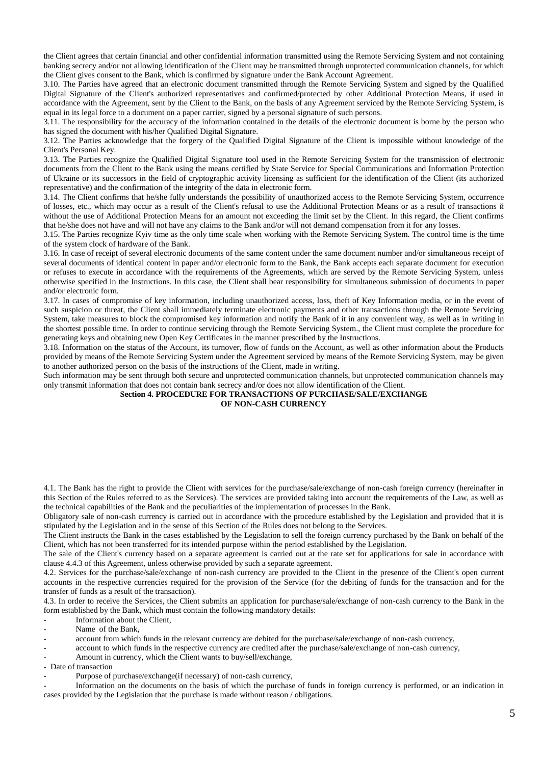the Client agrees that certain financial and other confidential information transmitted using the Remote Servicing System and not containing banking secrecy and/or not allowing identification of the Client may be transmitted through unprotected communication channels, for which the Client gives consent to the Bank, which is confirmed by signature under the Bank Account Agreement.

3.10. The Parties have agreed that an electronic document transmitted through the Remote Servicing System and signed by the Qualified Digital Signature of the Client's authorized representatives and confirmed/protected by other Additional Protection Means, if used in accordance with the Agreement, sent by the Client to the Bank, on the basis of any Agreement serviced by the Remote Servicing System, is equal in its legal force to a document on a paper carrier, signed by a personal signature of such persons.

3.11. The responsibility for the accuracy of the information contained in the details of the electronic document is borne by the person who has signed the document with his/her Qualified Digital Signature.

3.12. The Parties acknowledge that the forgery of the Qualified Digital Signature of the Client is impossible without knowledge of the Client's Personal Key.

3.13. The Parties recognize the Qualified Digital Signature tool used in the Remote Servicing System for the transmission of electronic documents from the Client to the Bank using the means certified by State Service for Special Communications and Information Protection of Ukraine or its successors in the field of cryptographic activity licensing as sufficient for the identification of the Client (its authorized representative) and the confirmation of the integrity of the data in electronic form.

3.14. The Client confirms that he/she fully understands the possibility of unauthorized access to the Remote Servicing System, occurrence of losses, etc., which may occur as a result of the Client's refusal to use the Additional Protection Means or as a result of transactions й without the use of Additional Protection Means for an amount not exceeding the limit set by the Client. In this regard, the Client confirms that he/she does not have and will not have any claims to the Bank and/or will not demand compensation from it for any losses.

3.15. The Parties recognize Kyiv time as the only time scale when working with the Remote Servicing System. The control time is the time of the system clock of hardware of the Bank.

3.16. In case of receipt of several electronic documents of the same content under the same document number and/or simultaneous receipt of several documents of identical content in paper and/or electronic form to the Bank, the Bank accepts each separate document for execution or refuses to execute in accordance with the requirements of the Agreements, which are served by the Remote Servicing System, unless otherwise specified in the Instructions. In this case, the Client shall bear responsibility for simultaneous submission of documents in paper and/or electronic form.

3.17. In cases of compromise of key information, including unauthorized access, loss, theft of Key Information media, or in the event of such suspicion or threat, the Client shall immediately terminate electronic payments and other transactions through the Remote Servicing System, take measures to block the compromised key information and notify the Bank of it in any convenient way, as well as in writing in the shortest possible time. In order to continue servicing through the Remote Servicing System., the Client must complete the procedure for generating keys and obtaining new Open Key Certificates in the manner prescribed by the Instructions.

3.18. Information on the status of the Account, its turnover, flow of funds on the Account, as well as other information about the Products provided by means of the Remote Servicing System under the Agreement serviced by means of the Remote Servicing System, may be given to another authorized person on the basis of the instructions of the Client, made in writing.

Such information may be sent through both secure and unprotected communication channels, but unprotected communication channels may only transmit information that does not contain bank secrecy and/or does not allow identification of the Client.

## Section 4. PROCEDURE FOR TRANSACTIONS OF PURCHASE/SALE/EXCHANGE OF NON-CASH CURRENCY

4.1. The Bank has the right to provide the Client with services for the purchase/sale/exchange of non-cash foreign currency (hereinafter in this Section of the Rules referred to as the Services). The services are provided taking into account the requirements of the Law, as well as the technical capabilities of the Bank and the peculiarities of the implementation of processes in the Bank.

Obligatory sale of non-cash currency is carried out in accordance with the procedure established by the Legislation and provided that it is stipulated by the Legislation and in the sense of this Section of the Rules does not belong to the Services.

The Client instructs the Bank in the cases established by the Legislation to sell the foreign currency purchased by the Bank on behalf of the Client, which has not been transferred for its intended purpose within the period established by the Legislation.

The sale of the Client's currency based on a separate agreement is carried out at the rate set for applications for sale in accordance with clause 4.4.3 of this Agreement, unless otherwise provided by such a separate agreement.

4.2. Services for the purchase/sale/exchange of non-cash currency are provided to the Client in the presence of the Client's open current accounts in the respective currencies required for the provision of the Service (for the debiting of funds for the transaction and for the transfer of funds as a result of the transaction).

4.3. In order to receive the Services, the Client submits an application for purchase/sale/exchange of non-cash currency to the Bank in the form established by the Bank, which must contain the following mandatory details:

- Information about the Client,
- Name of the Bank,
- account from which funds in the relevant currency are debited for the purchase/sale/exchange of non-cash currency,
- account to which funds in the respective currency are credited after the purchase/sale/exchange of non-cash currency,
- Amount in currency, which the Client wants to buy/sell/exchange,
- Date of transaction
- Purpose of purchase/exchange(if necessary) of non-cash currency,
- Information on the documents on the basis of which the purchase of funds in foreign currency is performed, or an indication in cases provided by the Legislation that the purchase is made without reason / obligations.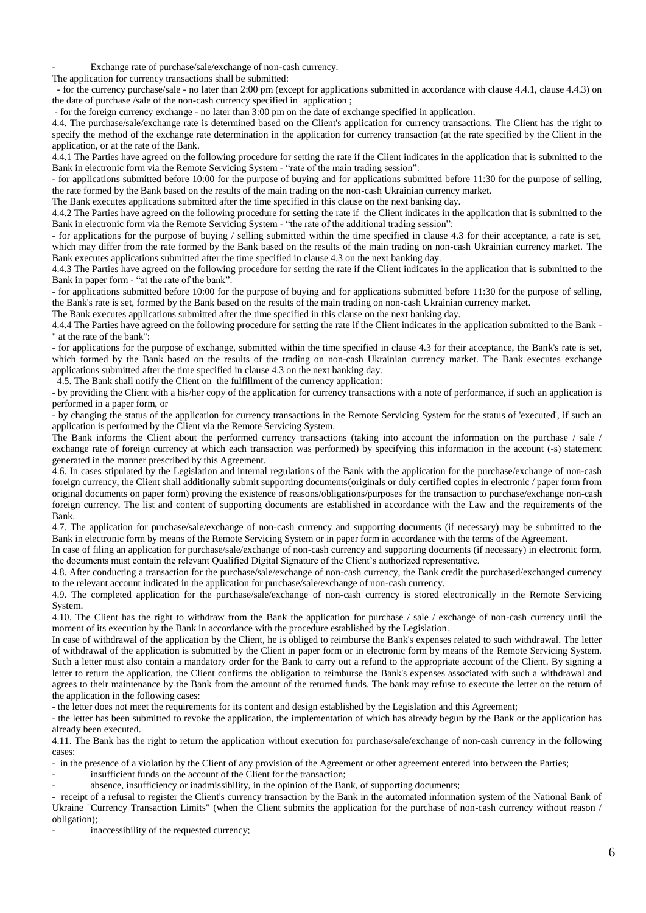- Exchange rate of purchase/sale/exchange of non-cash currency.

The application for currency transactions shall be submitted:

- for the currency purchase/sale - no later than 2:00 pm (except for applications submitted in accordance with clause 4.4.1, clause 4.4.3) on the date of purchase /sale of the non-cash currency specified in application ;

- for the foreign currency exchange - no later than 3:00 pm on the date of exchange specified in application.

4.4. The purchase/sale/exchange rate is determined based on the Client's application for currency transactions. The Client has the right to specify the method of the exchange rate determination in the application for currency transaction (at the rate specified by the Client in the application, or at the rate of the Bank.

4.4.1 The Parties have agreed on the following procedure for setting the rate if the Client indicates in the application that is submitted to the Bank in electronic form via the Remote Servicing System - "rate of the main trading session":

- for applications submitted before 10:00 for the purpose of buying and for applications submitted before 11:30 for the purpose of selling, the rate formed by the Bank based on the results of the main trading on the non-cash Ukrainian currency market.

The Bank executes applications submitted after the time specified in this clause on the next banking day.

4.4.2 The Parties have agreed on the following procedure for setting the rate if the Client indicates in the application that is submitted to the Bank in electronic form via the Remote Servicing System - "the rate of the additional trading session":

- for applications for the purpose of buying / selling submitted within the time specified in clause 4.3 for their acceptance, a rate is set, which may differ from the rate formed by the Bank based on the results of the main trading on non-cash Ukrainian currency market. The Bank executes applications submitted after the time specified in clause 4.3 on the next banking day.

4.4.3 The Parties have agreed on the following procedure for setting the rate if the Client indicates in the application that is submitted to the Bank in paper form - "at the rate of the bank":

- for applications submitted before 10:00 for the purpose of buying and for applications submitted before 11:30 for the purpose of selling, the Bank's rate is set, formed by the Bank based on the results of the main trading on non-cash Ukrainian currency market.

The Bank executes applications submitted after the time specified in this clause on the next banking day.

4.4.4 The Parties have agreed on the following procedure for setting the rate if the Client indicates in the application submitted to the Bank - " at the rate of the bank":

- for applications for the purpose of exchange, submitted within the time specified in clause 4.3 for their acceptance, the Bank's rate is set, which formed by the Bank based on the results of the trading on non-cash Ukrainian currency market. The Bank executes exchange applications submitted after the time specified in clause 4.3 on the next banking day.

4.5. The Bank shall notify the Client on the fulfillment of the currency application:

- by providing the Client with a his/her copy of the application for currency transactions with a note of performance, if such an application is performed in a paper form, or

- by changing the status of the application for currency transactions in the Remote Servicing System for the status of 'executed', if such an application is performed by the Client via the Remote Servicing System.

The Bank informs the Client about the performed currency transactions (taking into account the information on the purchase / sale / exchange rate of foreign currency at which each transaction was performed) by specifying this information in the account (-s) statement generated in the manner prescribed by this Agreement.

4.6. In cases stipulated by the Legislation and internal regulations of the Bank with the application for the purchase/exchange of non-cash foreign currency, the Client shall additionally submit supporting documents(originals or duly certified copies in electronic / paper form from original documents on paper form) proving the existence of reasons/obligations/purposes for the transaction to purchase/exchange non-cash foreign currency. The list and content of supporting documents are established in accordance with the Law and the requirements of the Bank.

4.7. The application for purchase/sale/exchange of non-cash currency and supporting documents (if necessary) may be submitted to the Bank in electronic form by means of the Remote Servicing System or in paper form in accordance with the terms of the Agreement.

In case of filing an application for purchase/sale/exchange of non-cash currency and supporting documents (if necessary) in electronic form, the documents must contain the relevant Qualified Digital Signature of the Client's authorized representative.

4.8. After conducting a transaction for the purchase/sale/exchange of non-cash currency, the Bank credit the purchased/exchanged currency to the relevant account indicated in the application for purchase/sale/exchange of non-cash currency.

4.9. The completed application for the purchase/sale/exchange of non-cash currency is stored electronically in the Remote Servicing System.

4.10. The Client has the right to withdraw from the Bank the application for purchase / sale / exchange of non-cash currency until the moment of its execution by the Bank in accordance with the procedure established by the Legislation.

In case of withdrawal of the application by the Client, he is obliged to reimburse the Bank's expenses related to such withdrawal. The letter of withdrawal of the application is submitted by the Client in paper form or in electronic form by means of the Remote Servicing System. Such a letter must also contain a mandatory order for the Bank to carry out a refund to the appropriate account of the Client. By signing a letter to return the application, the Client confirms the obligation to reimburse the Bank's expenses associated with such a withdrawal and agrees to their maintenance by the Bank from the amount of the returned funds. The bank may refuse to execute the letter on the return of the application in the following cases:

- the letter does not meet the requirements for its content and design established by the Legislation and this Agreement;
- the letter has been submitted to revoke the application, the implementation of which has already begun by the Bank or the application has already been executed.

4.11. The Bank has the right to return the application without execution for purchase/sale/exchange of non-cash currency in the following cases:

- in the presence of a violation by the Client of any provision of the Agreement or other agreement entered into between the Parties;
- insufficient funds on the account of the Client for the transaction;
- absence, insufficiency or inadmissibility, in the opinion of the Bank, of supporting documents;
- receipt of a refusal to register the Client's currency transaction by the Bank in the automated information system of the National Bank of Ukraine "Currency Transaction Limits" (when the Client submits the application for the purchase of non-cash currency without reason / obligation);
- inaccessibility of the requested currency;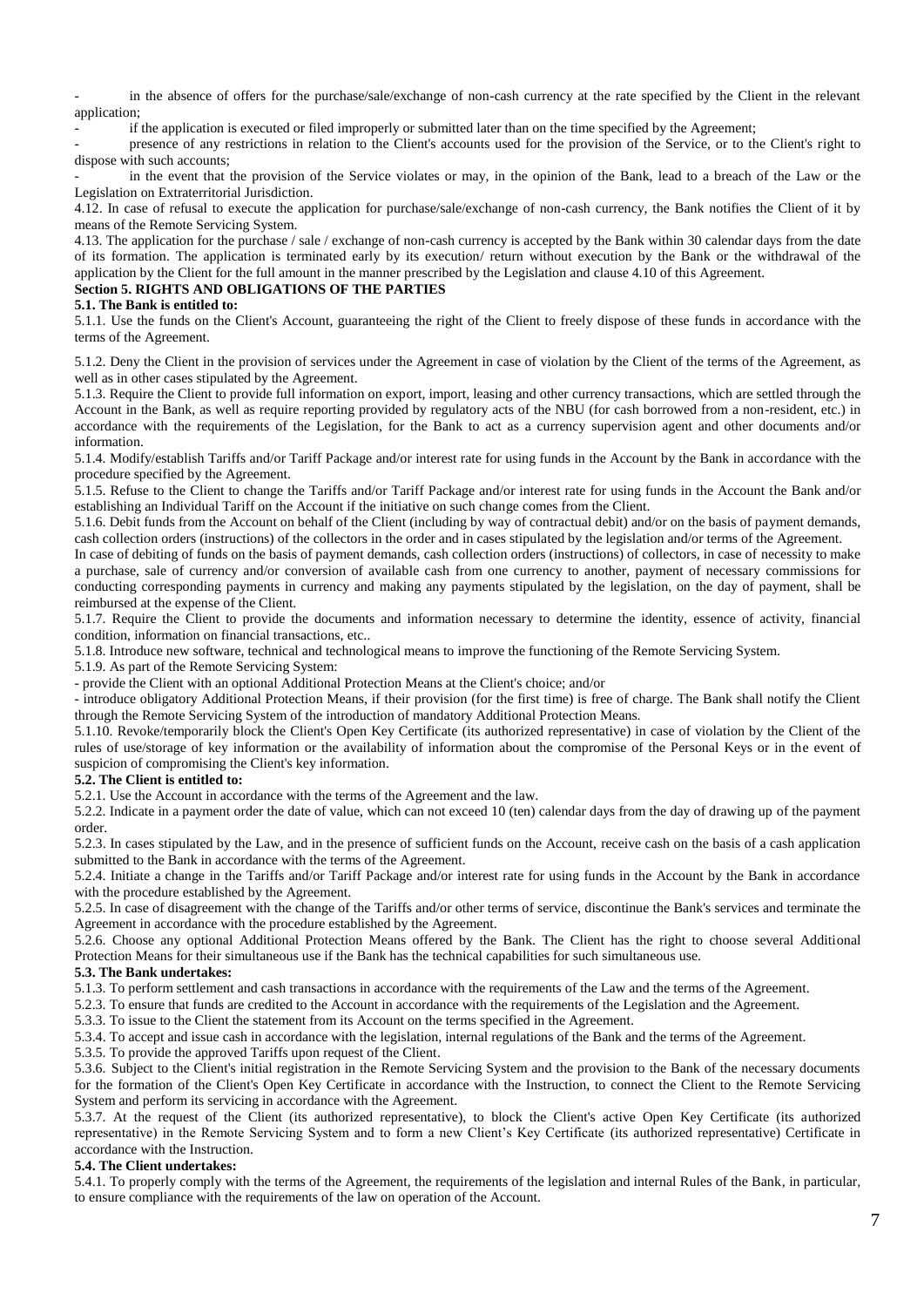- in the absence of offers for the purchase/sale/exchange of non-cash currency at the rate specified by the Client in the relevant application;
- if the application is executed or filed improperly or submitted later than on the time specified by the Agreement;
- presence of any restrictions in relation to the Client's accounts used for the provision of the Service, or to the Client's right to dispose with such accounts;
- in the event that the provision of the Service violates or may, in the opinion of the Bank, lead to a breach of the Law or the Legislation on Extraterritorial Jurisdiction.

4.12. In case of refusal to execute the application for purchase/sale/exchange of non-cash currency, the Bank notifies the Client of it by means of the Remote Servicing System.

4.13. The application for the purchase / sale / exchange of non-cash currency is accepted by the Bank within 30 calendar days from the date of its formation. The application is terminated early by its execution/ return without execution by the Bank or the withdrawal of the application by the Client for the full amount in the manner prescribed by the Legislation and clause 4.10 of this Agreement.

**Section 5. RIGHTS AND OBLIGATIONS OF THE PARTIES**

**5.1. The Bank is entitled to:**

5.1.1. Use the funds on the Client's Account, guaranteeing the right of the Client to freely dispose of these funds in accordance with the terms of the Agreement.

5.1.2. Deny the Client in the provision of services under the Agreement in case of violation by the Client of the terms of the Agreement, as well as in other cases stipulated by the Agreement.

5.1.3. Require the Client to provide full information on export, import, leasing and other currency transactions, which are settled through the Account in the Bank, as well as require reporting provided by regulatory acts of the NBU (for cash borrowed from a non-resident, etc.) in accordance with the requirements of the Legislation, for the Bank to act as a currency supervision agent and other documents and/or information.

5.1.4. Modify/establish Tariffs and/or Tariff Package and/or interest rate for using funds in the Account by the Bank in accordance with the procedure specified by the Agreement.

5.1.5. Refuse to the Client to change the Tariffs and/or Tariff Package and/or interest rate for using funds in the Account the Bank and/or establishing an Individual Tariff on the Account if the initiative on such change comes from the Client.

5.1.6. Debit funds from the Account on behalf of the Client (including by way of contractual debit) and/or on the basis of payment demands, cash collection orders (instructions) of the collectors in the order and in cases stipulated by the legislation and/or terms of the Agreement.

In case of debiting of funds on the basis of payment demands, cash collection orders (instructions) of collectors, in case of necessity to make a purchase, sale of currency and/or conversion of available cash from one currency to another, payment of necessary commissions for conducting corresponding payments in currency and making any payments stipulated by the legislation, on the day of payment, shall be reimbursed at the expense of the Client.

5.1.7. Require the Client to provide the documents and information necessary to determine the identity, essence of activity, financial condition, information on financial transactions, etc..

5.1.8. Introduce new software, technical and technological means to improve the functioning of the Remote Servicing System.

5.1.9. As part of the Remote Servicing System:

- provide the Client with an optional Additional Protection Means at the Client's choice; and/or
- introduce obligatory Additional Protection Means, if their provision (for the first time) is free of charge. The Bank shall notify the Client through the Remote Servicing System of the introduction of mandatory Additional Protection Means.

5.1.10. Revoke/temporarily block the Client's Open Key Certificate (its authorized representative) in case of violation by the Client of the rules of use/storage of key information or the availability of information about the compromise of the Personal Keys or in the event of suspicion of compromising the Client's key information.

**5.2. The Client is entitled to:**

5.2.1. Use the Account in accordance with the terms of the Agreement and the law.

5.2.2. Indicate in a payment order the date of value, which can not exceed 10 (ten) calendar days from the day of drawing up of the payment order.

5.2.3. In cases stipulated by the Law, and in the presence of sufficient funds on the Account, receive cash on the basis of a cash application submitted to the Bank in accordance with the terms of the Agreement.

5.2.4. Initiate a change in the Tariffs and/or Tariff Package and/or interest rate for using funds in the Account by the Bank in accordance with the procedure established by the Agreement.

5.2.5. In case of disagreement with the change of the Tariffs and/or other terms of service, discontinue the Bank's services and terminate the Agreement in accordance with the procedure established by the Agreement.

5.2.6. Choose any optional Additional Protection Means offered by the Bank. The Client has the right to choose several Additional Protection Means for their simultaneous use if the Bank has the technical capabilities for such simultaneous use.

**5.3. The Bank undertakes:**

5.1.3. To perform settlement and cash transactions in accordance with the requirements of the Law and the terms of the Agreement.

5.2.3. To ensure that funds are credited to the Account in accordance with the requirements of the Legislation and the Agreement.

5.3.3. To issue to the Client the statement from its Account on the terms specified in the Agreement.

5.3.4. To accept and issue cash in accordance with the legislation, internal regulations of the Bank and the terms of the Agreement.

5.3.5. To provide the approved Tariffs upon request of the Client.

5.3.6. Subject to the Client's initial registration in the Remote Servicing System and the provision to the Bank of the necessary documents for the formation of the Client's Open Key Certificate in accordance with the Instruction, to connect the Client to the Remote Servicing System and perform its servicing in accordance with the Agreement.

5.3.7. At the request of the Client (its authorized representative), to block the Client's active Open Key Certificate (its authorized representative) in the Remote Servicing System and to form a new Client's Key Certificate (its authorized representative) Certificate in accordance with the Instruction.

**5.4. The Client undertakes:**

5.4.1. To properly comply with the terms of the Agreement, the requirements of the legislation and internal Rules of the Bank, in particular, to ensure compliance with the requirements of the law on operation of the Account.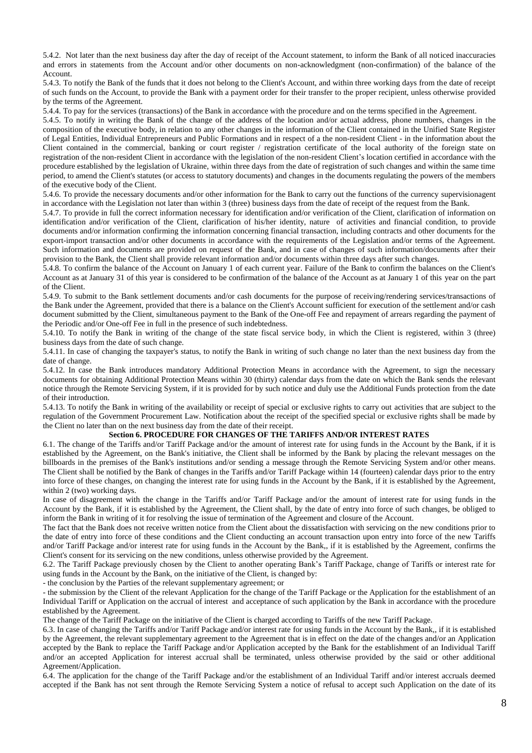5.4.2. Not later than the next business day after the day of receipt of the Account statement, to inform the Bank of all noticed inaccuracies and errors in statements from the Account and/or other documents on non-acknowledgment (non-confirmation) of the balance of the Account.

5.4.3. To notify the Bank of the funds that it does not belong to the Client's Account, and within three working days from the date of receipt of such funds on the Account, to provide the Bank with a payment order for their transfer to the proper recipient, unless otherwise provided by the terms of the Agreement.

5.4.4. To pay for the services (transactions) of the Bank in accordance with the procedure and on the terms specified in the Agreement.

5.4.5. To notify in writing the Bank of the change of the address of the location and/or actual address, phone numbers, changes in the composition of the executive body, in relation to any other changes in the information of the Client contained in the Unified State Register of Legal Entities, Individual Entrepreneurs and Public Formations and in respect of a the non-resident Client - in the information about the Client contained in the commercial, banking or court register / registration certificate of the local authority of the foreign state on registration of the non-resident Client in accordance with the legislation of the non-resident Client's location certified in accordance with the procedure established by the legislation of Ukraine, within three days from the date of registration of such changes and within the same time period, to amend the Client's statutes (or access to statutory documents) and changes in the documents regulating the powers of the members of the executive body of the Client.

5.4.6. To provide the necessary documents and/or other information for the Bank to carry out the functions of the currency supervisionagent in accordance with the Legislation not later than within 3 (three) business days from the date of receipt of the request from the Bank.

5.4.7. To provide in full the correct information necessary for identification and/or verification of the Client, clarification of information on identification and/or verification of the Client, clarification of his/her identity, nature of activities and financial condition, to provide documents and/or information confirming the information concerning financial transaction, including contracts and other documents for the export-import transaction and/or other documents in accordance with the requirements of the Legislation and/or terms of the Agreement. Such information and documents are provided on request of the Bank, and in case of changes of such information/documents after their provision to the Bank, the Client shall provide relevant information and/or documents within three days after such changes.

5.4.8. To confirm the balance of the Account on January 1 of each current year. Failure of the Bank to confirm the balances on the Client's Account as at January 31 of this year is considered to be confirmation of the balance of the Account as at January 1 of this year on the part of the Client.

5.4.9. To submit to the Bank settlement documents and/or cash documents for the purpose of receiving/rendering services/transactions of the Bank under the Agreement, provided that there is a balance on the Client's Account sufficient for execution of the settlement and/or cash document submitted by the Client, simultaneous payment to the Bank of the One-off Fee and repayment of arrears regarding the payment of the Periodic and/or One-off Fee in full in the presence of such indebtedness.

5.4.10. To notify the Bank in writing of the change of the state fiscal service body, in which the Client is registered, within 3 (three) business days from the date of such change.

5.4.11. In case of changing the taxpayer's status, to notify the Bank in writing of such change no later than the next business day from the date of change.

5.4.12. In case the Bank introduces mandatory Additional Protection Means in accordance with the Agreement, to sign the necessary documents for obtaining Additional Protection Means within 30 (thirty) calendar days from the date on which the Bank sends the relevant notice through the Remote Servicing System, if it is provided for by such notice and duly use the Additional Funds protection from the date of their introduction.

5.4.13. To notify the Bank in writing of the availability or receipt of special or exclusive rights to carry out activities that are subject to the regulation of the Government Procurement Law. Notification about the receipt of the specified special or exclusive rights shall be made by the Client no later than on the next business day from the date of their receipt.

## Section 6. PROCEDURE FOR CHANGES OF THE TARIFFS AND/OR INTEREST RATES

6.1. The change of the Tariffs and/or Tariff Package and/or the amount of interest rate for using funds in the Account by the Bank, if it is established by the Agreement, on the Bank's initiative, the Client shall be informed by the Bank by placing the relevant messages on the billboards in the premises of the Bank's institutions and/or sending a message through the Remote Servicing System and/or other means. The Client shall be notified by the Bank of changes in the Tariffs and/or Tariff Package within 14 (fourteen) calendar days prior to the entry into force of these changes, on changing the interest rate for using funds in the Account by the Bank, if it is established by the Agreement, within 2 (two) working days.

In case of disagreement with the change in the Tariffs and/or Tariff Package and/or the amount of interest rate for using funds in the Account by the Bank, if it is established by the Agreement, the Client shall, by the date of entry into force of such changes, be obliged to inform the Bank in writing of it for resolving the issue of termination of the Agreement and closure of the Account.

The fact that the Bank does not receive written notice from the Client about the dissatisfaction with servicing on the new conditions prior to the date of entry into force of these conditions and the Client conducting an account transaction upon entry into force of the new Tariffs and/or Tariff Package and/or interest rate for using funds in the Account by the Bank,, if it is established by the Agreement, confirms the Client's consent for its servicing on the new conditions, unless otherwise provided by the Agreement.

6.2. The Tariff Package previously chosen by the Client to another operating Bank's Tariff Package, change of Tariffs or interest rate for using funds in the Account by the Bank, on the initiative of the Client, is changed by:

- the conclusion by the Parties of the relevant supplementary agreement; or
- the submission by the Client of the relevant Application for the change of the Tariff Package or the Application for the establishment of an Individual Tariff or Application on the accrual of interest and acceptance of such application by the Bank in accordance with the procedure established by the Agreement.

The change of the Tariff Package on the initiative of the Client is charged according to Tariffs of the new Tariff Package.

6.3. In case of changing the Tariffs and/or Tariff Package and/or interest rate for using funds in the Account by the Bank,, if it is established by the Agreement, the relevant supplementary agreement to the Agreement that is in effect on the date of the changes and/or an Application accepted by the Bank to replace the Tariff Package and/or Application accepted by the Bank for the establishment of an Individual Tariff and/or an accepted Application for interest accrual shall be terminated, unless otherwise provided by the said or other additional Agreement/Application.

6.4. The application for the change of the Tariff Package and/or the establishment of an Individual Tariff and/or interest accruals deemed accepted if the Bank has not sent through the Remote Servicing System a notice of refusal to accept such Application on the date of its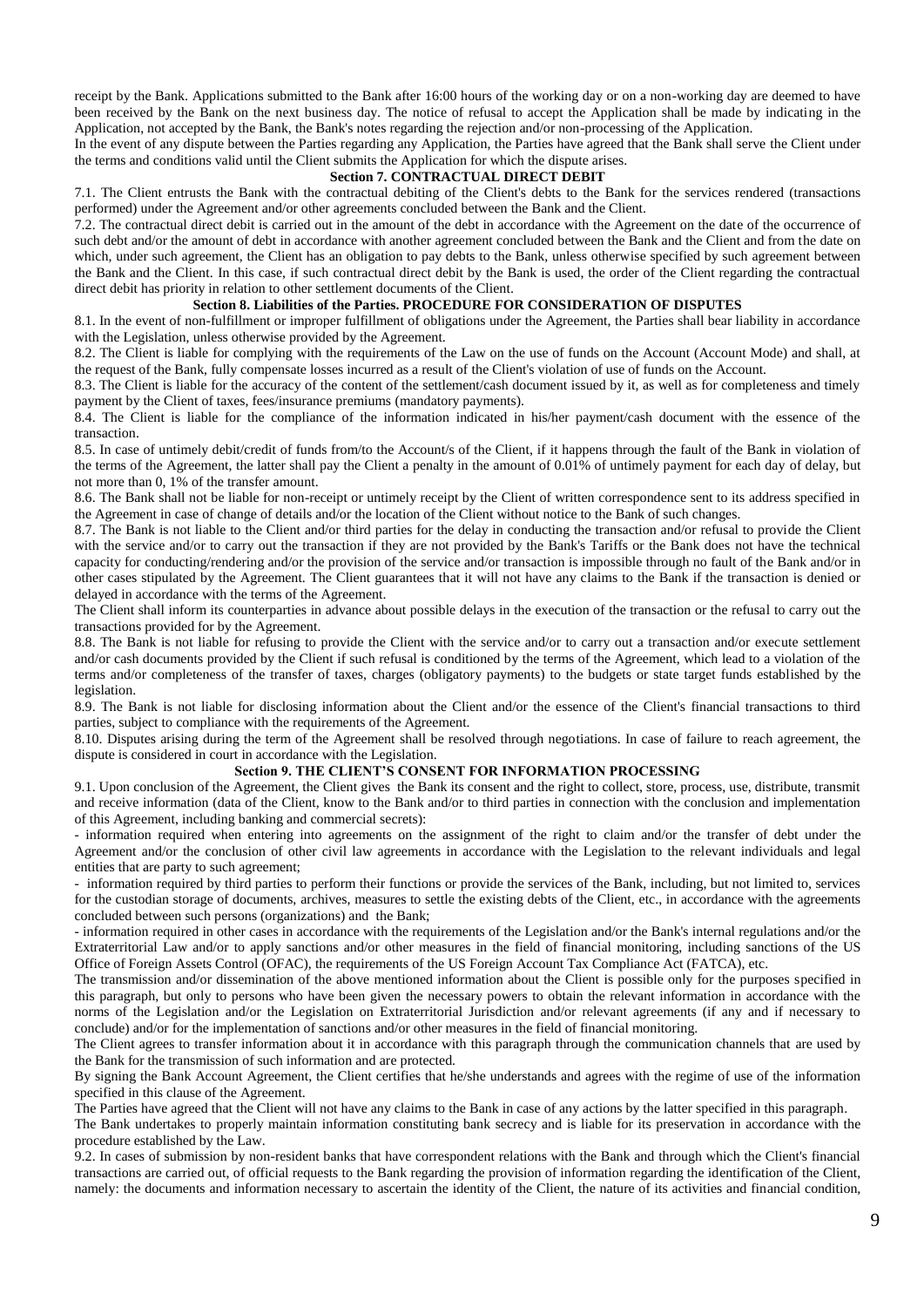receipt by the Bank. Applications submitted to the Bank after 16:00 hours of the working day or on a non-working day are deemed to have been received by the Bank on the next business day. The notice of refusal to accept the Application shall be made by indicating in the Application, not accepted by the Bank, the Bank's notes regarding the rejection and/or non-processing of the Application.

In the event of any dispute between the Parties regarding any Application, the Parties have agreed that the Bank shall serve the Client under the terms and conditions valid until the Client submits the Application for which the dispute arises.

### Section 7. CONTRACTUAL DIRECT DEBIT

7.1. The Client entrusts the Bank with the contractual debiting of the Client's debts to the Bank for the services rendered (transactions performed) under the Agreement and/or other agreements concluded between the Bank and the Client.

7.2. The contractual direct debit is carried out in the amount of the debt in accordance with the Agreement on the date of the occurrence of such debt and/or the amount of debt in accordance with another agreement concluded between the Bank and the Client and from the date on which, under such agreement, the Client has an obligation to pay debts to the Bank, unless otherwise specified by such agreement between the Bank and the Client. In this case, if such contractual direct debit by the Bank is used, the order of the Client regarding the contractual direct debit has priority in relation to other settlement documents of the Client.

### Section 8. Liabilities of the Parties. PROCEDURE FOR CONSIDERATION OF DISPUTES

8.1. In the event of non-fulfillment or improper fulfillment of obligations under the Agreement, the Parties shall bear liability in accordance with the Legislation, unless otherwise provided by the Agreement.

8.2. The Client is liable for complying with the requirements of the Law on the use of funds on the Account (Account Mode) and shall, at the request of the Bank, fully compensate losses incurred as a result of the Client's violation of use of funds on the Account.

8.3. The Client is liable for the accuracy of the content of the settlement/cash document issued by it, as well as for completeness and timely payment by the Client of taxes, fees/insurance premiums (mandatory payments).

8.4. The Client is liable for the compliance of the information indicated in his/her payment/cash document with the essence of the transaction.

8.5. In case of untimely debit/credit of funds from/to the Account/s of the Client, if it happens through the fault of the Bank in violation of the terms of the Agreement, the latter shall pay the Client a penalty in the amount of 0.01% of untimely payment for each day of delay, but not more than 0, 1% of the transfer amount.

8.6. The Bank shall not be liable for non-receipt or untimely receipt by the Client of written correspondence sent to its address specified in the Agreement in case of change of details and/or the location of the Client without notice to the Bank of such changes.

8.7. The Bank is not liable to the Client and/or third parties for the delay in conducting the transaction and/or refusal to provide the Client with the service and/or to carry out the transaction if they are not provided by the Bank's Tariffs or the Bank does not have the technical capacity for conducting/rendering and/or the provision of the service and/or transaction is impossible through no fault of the Bank and/or in other cases stipulated by the Agreement. The Client guarantees that it will not have any claims to the Bank if the transaction is denied or delayed in accordance with the terms of the Agreement.

The Client shall inform its counterparties in advance about possible delays in the execution of the transaction or the refusal to carry out the transactions provided for by the Agreement.

8.8. The Bank is not liable for refusing to provide the Client with the service and/or to carry out a transaction and/or execute settlement and/or cash documents provided by the Client if such refusal is conditioned by the terms of the Agreement, which lead to a violation of the terms and/or completeness of the transfer of taxes, charges (obligatory payments) to the budgets or state target funds established by the legislation.

8.9. The Bank is not liable for disclosing information about the Client and/or the essence of the Client's financial transactions to third parties, subject to compliance with the requirements of the Agreement.

8.10. Disputes arising during the term of the Agreement shall be resolved through negotiations. In case of failure to reach agreement, the dispute is considered in court in accordance with the Legislation.

### Section 9. THE CLIENT'S CONSENT FOR INFORMATION PROCESSING

9.1. Upon conclusion of the Agreement, the Client gives the Bank its consent and the right to collect, store, process, use, distribute, transmit and receive information (data of the Client, know to the Bank and/or to third parties in connection with the conclusion and implementation of this Agreement, including banking and commercial secrets):

- information required when entering into agreements on the assignment of the right to claim and/or the transfer of debt under the Agreement and/or the conclusion of other civil law agreements in accordance with the Legislation to the relevant individuals and legal entities that are party to such agreement;
- information required by third parties to perform their functions or provide the services of the Bank, including, but not limited to, services for the custodian storage of documents, archives, measures to settle the existing debts of the Client, etc., in accordance with the agreements concluded between such persons (organizations) and the Bank;
- information required in other cases in accordance with the requirements of the Legislation and/or the Bank's internal regulations and/or the Extraterritorial Law and/or to apply sanctions and/or other measures in the field of financial monitoring, including sanctions of the US Office of Foreign Assets Control (OFAC), the requirements of the US Foreign Account Tax Compliance Act (FATCA), etc.

The transmission and/or dissemination of the above mentioned information about the Client is possible only for the purposes specified in this paragraph, but only to persons who have been given the necessary powers to obtain the relevant information in accordance with the norms of the Legislation and/or the Legislation on Extraterritorial Jurisdiction and/or relevant agreements (if any and if necessary to conclude) and/or for the implementation of sanctions and/or other measures in the field of financial monitoring.

The Client agrees to transfer information about it in accordance with this paragraph through the communication channels that are used by the Bank for the transmission of such information and are protected.

By signing the Bank Account Agreement, the Client certifies that he/she understands and agrees with the regime of use of the information specified in this clause of the Agreement.

The Parties have agreed that the Client will not have any claims to the Bank in case of any actions by the latter specified in this paragraph.

The Bank undertakes to properly maintain information constituting bank secrecy and is liable for its preservation in accordance with the procedure established by the Law.

9.2. In cases of submission by non-resident banks that have correspondent relations with the Bank and through which the Client's financial transactions are carried out, of official requests to the Bank regarding the provision of information regarding the identification of the Client, namely: the documents and information necessary to ascertain the identity of the Client, the nature of its activities and financial condition,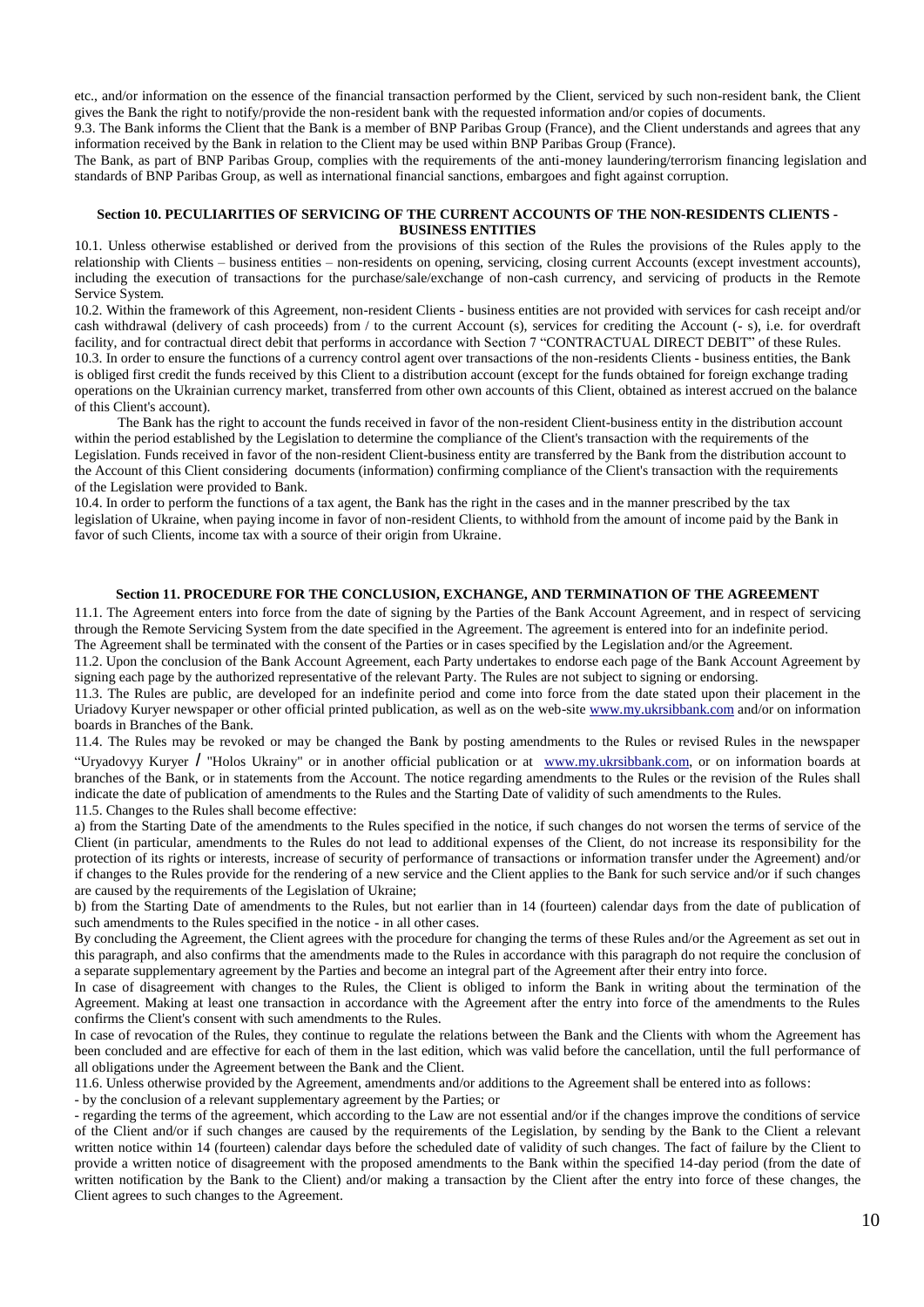etc., and/or information on the essence of the financial transaction performed by the Client, serviced by such non-resident bank, the Client gives the Bank the right to notify/provide the non-resident bank with the requested information and/or copies of documents.

9.3. The Bank informs the Client that the Bank is a member of BNP Paribas Group (France), and the Client understands and agrees that any information received by the Bank in relation to the Client may be used within BNP Paribas Group (France).

The Bank, as part of BNP Paribas Group, complies with the requirements of the anti-money laundering/terrorism financing legislation and standards of BNP Paribas Group, as well as international financial sanctions, embargoes and fight against corruption.

### Section 10. PECULIARITIES OF SERVICING OF THE CURRENT ACCOUNTS OF THE NON-RESIDENTS CLIENTS - BUSINESS ENTITIES

10.1. Unless otherwise established or derived from the provisions of this section of the Rules the provisions of the Rules apply to the relationship with Clients – business entities – non-residents on opening, servicing, closing current Accounts (except investment accounts), including the execution of transactions for the purchase/sale/exchange of non-cash currency, and servicing of products in the Remote Service System.

10.2. Within the framework of this Agreement, non-resident Clients - business entities are not provided with services for cash receipt and/or cash withdrawal (delivery of cash proceeds) from / to the current Account (s), services for crediting the Account (- s), i.e. for overdraft facility, and for contractual direct debit that performs in accordance with Section 7 "CONTRACTUAL DIRECT DEBIT" of these Rules.

10.3. In order to ensure the functions of a currency control agent over transactions of the non-residents Clients - business entities, the Bank is obliged first credit the funds received by this Client to a distribution account (except for the funds obtained for foreign exchange trading operations on the Ukrainian currency market, transferred from other own accounts of this Client, obtained as interest accrued on the balance of this Client's account).

The Bank has the right to account the funds received in favor of the non-resident Client-business entity in the distribution account within the period established by the Legislation to determine the compliance of the Client's transaction with the requirements of the Legislation. Funds received in favor of the non-resident Client-business entity are transferred by the Bank from the distribution account to the Account of this Client considering documents (information) confirming compliance of the Client's transaction with the requirements of the Legislation were provided to Bank.

10.4. In order to perform the functions of a tax agent, the Bank has the right in the cases and in the manner prescribed by the tax legislation of Ukraine, when paying income in favor of non-resident Clients, to withhold from the amount of income paid by the Bank in favor of such Clients, income tax with a source of their origin from Ukraine.

### Section 11. PROCEDURE FOR THE CONCLUSION, EXCHANGE, AND TERMINATION OF THE AGREEMENT

11.1. The Agreement enters into force from the date of signing by the Parties of the Bank Account Agreement, and in respect of servicing through the Remote Servicing System from the date specified in the Agreement. The agreement is entered into for an indefinite period.

The Agreement shall be terminated with the consent of the Parties or in cases specified by the Legislation and/or the Agreement.

11.2. Upon the conclusion of the Bank Account Agreement, each Party undertakes to endorse each page of the Bank Account Agreement by signing each page by the authorized representative of the relevant Party. The Rules are not subject to signing or endorsing.

11.3. The Rules are public, are developed for an indefinite period and come into force from the date stated upon their placement in the Uriadovy Kuryer newspaper or other official printed publication, as well as on the web-site www.my.ukrsibbank.com and/or on information boards in Branches of the Bank.

11.4. The Rules may be revoked or may be changed the Bank by posting amendments to the Rules or revised Rules in the newspaper "Uryadovyy Kuryer / "Holos Ukrainy" or in another official publication or at www.my.ukrsibbank.com, or on information boards at branches of the Bank, or in statements from the Account. The notice regarding amendments to the Rules or the revision of the Rules shall indicate the date of publication of amendments to the Rules and the Starting Date of validity of such amendments to the Rules.

11.5. Changes to the Rules shall become effective:

a) from the Starting Date of the amendments to the Rules specified in the notice, if such changes do not worsen the terms of service of the Client (in particular, amendments to the Rules do not lead to additional expenses of the Client, do not increase its responsibility for the protection of its rights or interests, increase of security of performance of transactions or information transfer under the Agreement) and/or if changes to the Rules provide for the rendering of a new service and the Client applies to the Bank for such service and/or if such changes are caused by the requirements of the Legislation of Ukraine;

b) from the Starting Date of amendments to the Rules, but not earlier than in 14 (fourteen) calendar days from the date of publication of such amendments to the Rules specified in the notice - in all other cases.

By concluding the Agreement, the Client agrees with the procedure for changing the terms of these Rules and/or the Agreement as set out in this paragraph, and also confirms that the amendments made to the Rules in accordance with this paragraph do not require the conclusion of a separate supplementary agreement by the Parties and become an integral part of the Agreement after their entry into force.

In case of disagreement with changes to the Rules, the Client is obliged to inform the Bank in writing about the termination of the Agreement. Making at least one transaction in accordance with the Agreement after the entry into force of the amendments to the Rules confirms the Client's consent with such amendments to the Rules.

In case of revocation of the Rules, they continue to regulate the relations between the Bank and the Clients with whom the Agreement has been concluded and are effective for each of them in the last edition, which was valid before the cancellation, until the full performance of all obligations under the Agreement between the Bank and the Client.

11.6. Unless otherwise provided by the Agreement, amendments and/or additions to the Agreement shall be entered into as follows:

- by the conclusion of a relevant supplementary agreement by the Parties; or

- regarding the terms of the agreement, which according to the Law are not essential and/or if the changes improve the conditions of service of the Client and/or if such changes are caused by the requirements of the Legislation, by sending by the Bank to the Client a relevant written notice within 14 (fourteen) calendar days before the scheduled date of validity of such changes. The fact of failure by the Client to provide a written notice of disagreement with the proposed amendments to the Bank within the specified 14-day period (from the date of written notification by the Bank to the Client) and/or making a transaction by the Client after the entry into force of these changes, the Client agrees to such changes to the Agreement.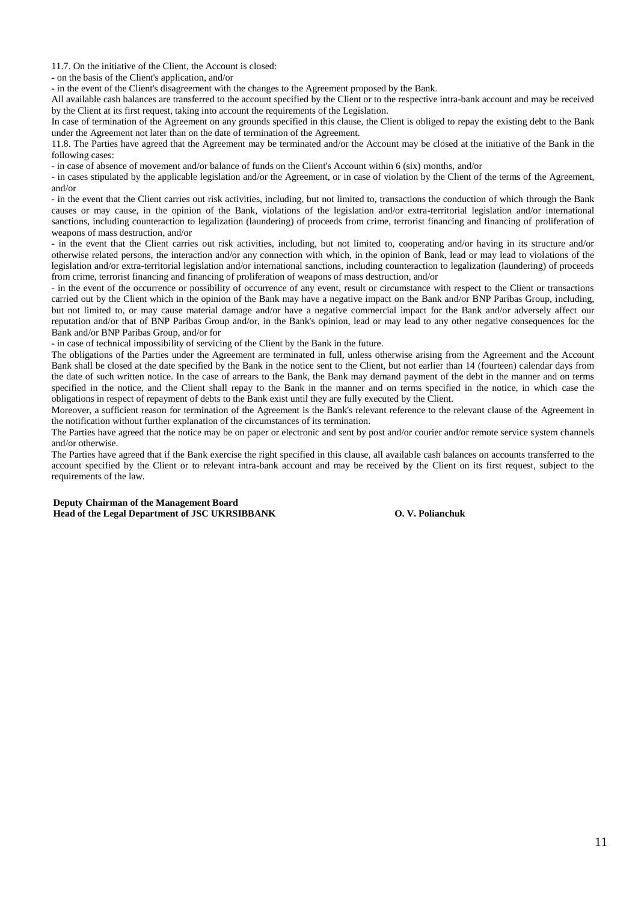11.7. On the initiative of the Client, the Account is closed:

- on the basis of the Client's application, and/or
- in the event of the Client's disagreement with the changes to the Agreement proposed by the Bank.

All available cash balances are transferred to the account specified by the Client or to the respective intra-bank account and may be received by the Client at its first request, taking into account the requirements of the Legislation.

In case of termination of the Agreement on any grounds specified in this clause, the Client is obliged to repay the existing debt to the Bank under the Agreement not later than on the date of termination of the Agreement.

11.8. The Parties have agreed that the Agreement may be terminated and/or the Account may be closed at the initiative of the Bank in the following cases:

- in case of absence of movement and/or balance of funds on the Client's Account within 6 (six) months, and/or
- in cases stipulated by the applicable legislation and/or the Agreement, or in case of violation by the Client of the terms of the Agreement, and/or
- in the event that the Client carries out risk activities, including, but not limited to, transactions the conduction of which through the Bank causes or may cause, in the opinion of the Bank, violations of the legislation and/or extra-territorial legislation and/or international sanctions, including counteraction to legalization (laundering) of proceeds from crime, terrorist financing and financing of proliferation of weapons of mass destruction, and/or
- in the event that the Client carries out risk activities, including, but not limited to, cooperating and/or having in its structure and/or otherwise related persons, the interaction and/or any connection with which, in the opinion of Bank, lead or may lead to violations of the legislation and/or extra-territorial legislation and/or international sanctions, including counteraction to legalization (laundering) of proceeds from crime, terrorist financing and financing of proliferation of weapons of mass destruction, and/or
- in the event of the occurrence or possibility of occurrence of any event, result or circumstance with respect to the Client or transactions carried out by the Client which in the opinion of the Bank may have a negative impact on the Bank and/or BNP Paribas Group, including, but not limited to, or may cause material damage and/or have a negative commercial impact for the Bank and/or adversely affect our reputation and/or that of BNP Paribas Group and/or, in the Bank's opinion, lead or may lead to any other negative consequences for the Bank and/or BNP Paribas Group, and/or for
- in case of technical impossibility of servicing of the Client by the Bank in the future.

The obligations of the Parties under the Agreement are terminated in full, unless otherwise arising from the Agreement and the Account Bank shall be closed at the date specified by the Bank in the notice sent to the Client, but not earlier than 14 (fourteen) calendar days from the date of such written notice. In the case of arrears to the Bank, the Bank may demand payment of the debt in the manner and on terms specified in the notice, and the Client shall repay to the Bank in the manner and on terms specified in the notice, in which case the obligations in respect of repayment of debts to the Bank exist until they are fully executed by the Client.

Moreover, a sufficient reason for termination of the Agreement is the Bank's relevant reference to the relevant clause of the Agreement in the notification without further explanation of the circumstances of its termination.

The Parties have agreed that the notice may be on paper or electronic and sent by post and/or courier and/or remote service system channels and/or otherwise.

The Parties have agreed that if the Bank exercise the right specified in this clause, all available cash balances on accounts transferred to the account specified by the Client or to relevant intra-bank account and may be received by the Client on its first request, subject to the requirements of the law.

**Deputy Chairman of the Management Board**
**Head of the Legal Department of JSC UKRSIBBANK** **O. V. Polianchuk**